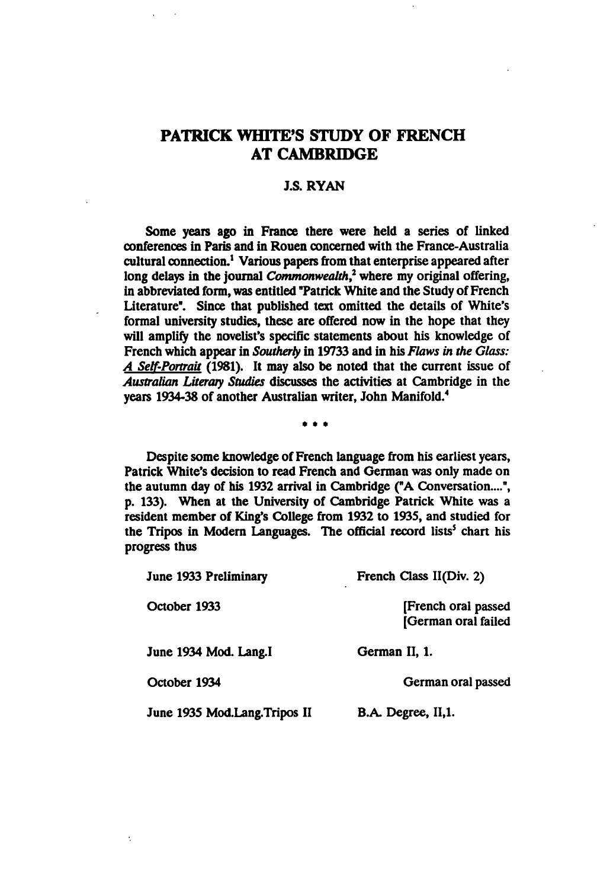# PATRICK WHITE'S STUDY OF FRENCH AT CAMBRIDGE

J.S. RYAN

Some years ago in France there were held a series of linked conferences in Paris and in Rouen concerned with the France-Australia cultural connection.[1] Various papers from that enterprise appeared after long delays in the journal *Commonwealth*,[2] where my original offering, in abbreviated form, was entitled "Patrick White and the Study of French Literature". Since that published text omitted the details of White's formal university studies, these are offered now in the hope that they will amplify the novelist's specific statements about his knowledge of French which appear in *Southerly* in 1973[3] and in his *Flaws in the Glass: A Self-Portrait* (1981). It may also be noted that the current issue of *Australian Literary Studies* discusses the activities at Cambridge in the years 1934-38 of another Australian writer, John Manifold.[4]

\* \* \*

Despite some knowledge of French language from his earliest years, Patrick White's decision to read French and German was only made on the autumn day of his 1932 arrival in Cambridge ("A Conversation....", p. 133). When at the University of Cambridge Patrick White was a resident member of King's College from 1932 to 1935, and studied for the Tripos in Modern Languages. The official record lists[5] chart his progress thus

| | |
|---|---|
| June 1933 Preliminary | French Class II(Div. 2) |
| October 1933 | [French oral passed<br>[German oral failed |
| June 1934 Mod. Lang.I | German II, 1. |
| October 1934 | German oral passed |
| June 1935 Mod.Lang.Tripos II | B.A. Degree, II,1. |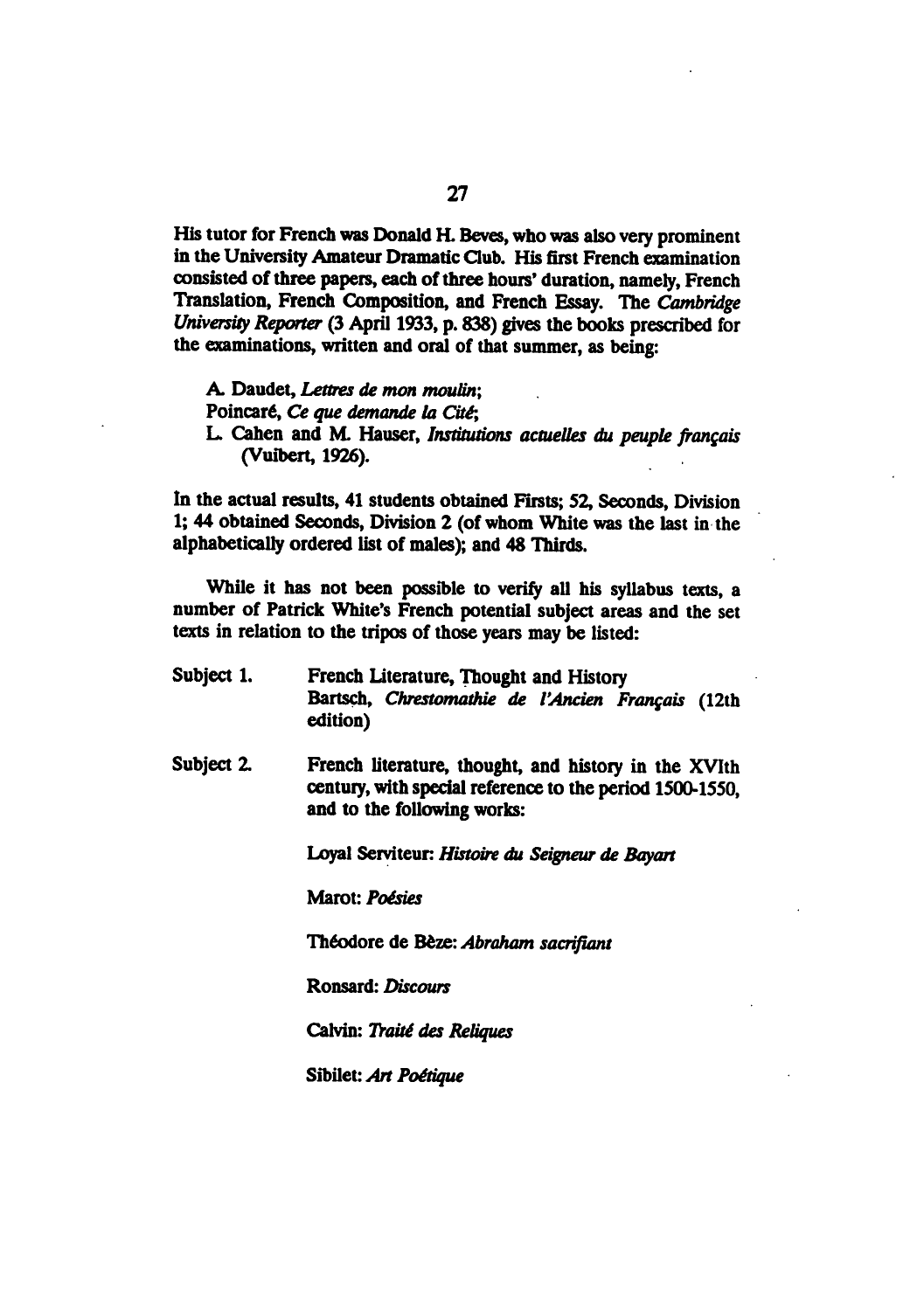His tutor for French was Donald H. Beves, who was also very prominent in the University Amateur Dramatic Club. His first French examination consisted of three papers, each of three hours' duration, namely, French Translation, French Composition, and French Essay. The *Cambridge University Reporter* (3 April 1933, p. 838) gives the books prescribed for the examinations, written and oral of that summer, as being:

> A. Daudet, *Lettres de mon moulin*;
> Poincaré, *Ce que demande la Cité*;
> L. Cahen and M. Hauser, *Institutions actuelles du peuple français* (Vuibert, 1926).

In the actual results, 41 students obtained Firsts; 52, Seconds, Division 1; 44 obtained Seconds, Division 2 (of whom White was the last in the alphabetically ordered list of males); and 48 Thirds.

While it has not been possible to verify all his syllabus texts, a number of Patrick White's French potential subject areas and the set texts in relation to the tripos of those years may be listed:

Subject 1. French Literature, Thought and History
Bartsch, *Chrestomathie de l'Ancien Français* (12th edition)

Subject 2. French literature, thought, and history in the XVIth century, with special reference to the period 1500-1550, and to the following works:

Loyal Serviteur: *Histoire du Seigneur de Bayart*

Marot: *Poésies*

Théodore de Bèze: *Abraham sacrifiant*

Ronsard: *Discours*

Calvin: *Traité des Reliques*

Sibilet: *Art Poétique*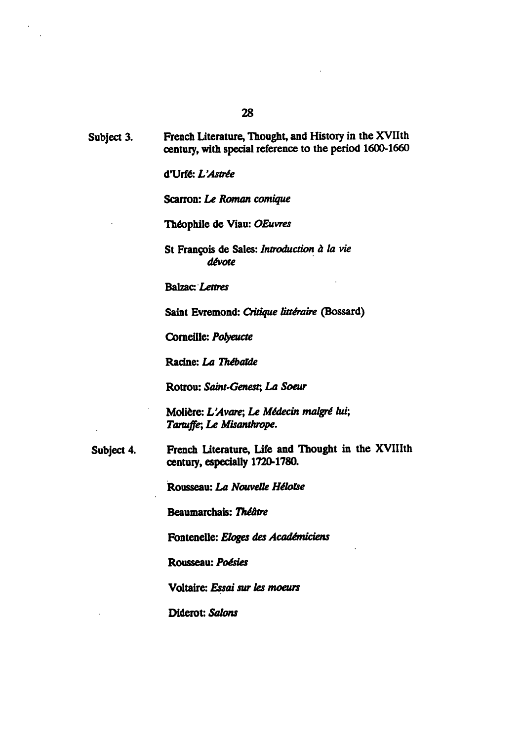**Subject 3.** **French Literature, Thought, and History in the XVIIth century, with special reference to the period 1600-1660**

d'Urfé: *L'Astrée*

Scarron: *Le Roman comique*

Théophile de Viau: *OEuvres*

St François de Sales: *Introduction à la vie dévote*

Balzac: *Lettres*

Saint Evremond: *Critique littéraire* (Bossard)

Corneille: *Polyeucte*

Racine: *La Thébaïde*

Rotrou: *Saint-Genest*; *La Soeur*

Molière: *L'Avare*; *Le Médecin malgré lui*; *Tartuffe*; *Le Misanthrope*.

**Subject 4.** **French Literature, Life and Thought in the XVIIIth century, especially 1720-1780.**

Rousseau: *La Nouvelle Héloïse*

Beaumarchais: *Théâtre*

Fontenelle: *Eloges des Académiciens*

Rousseau: *Poésies*

Voltaire: *Essai sur les moeurs*

Diderot: *Salons*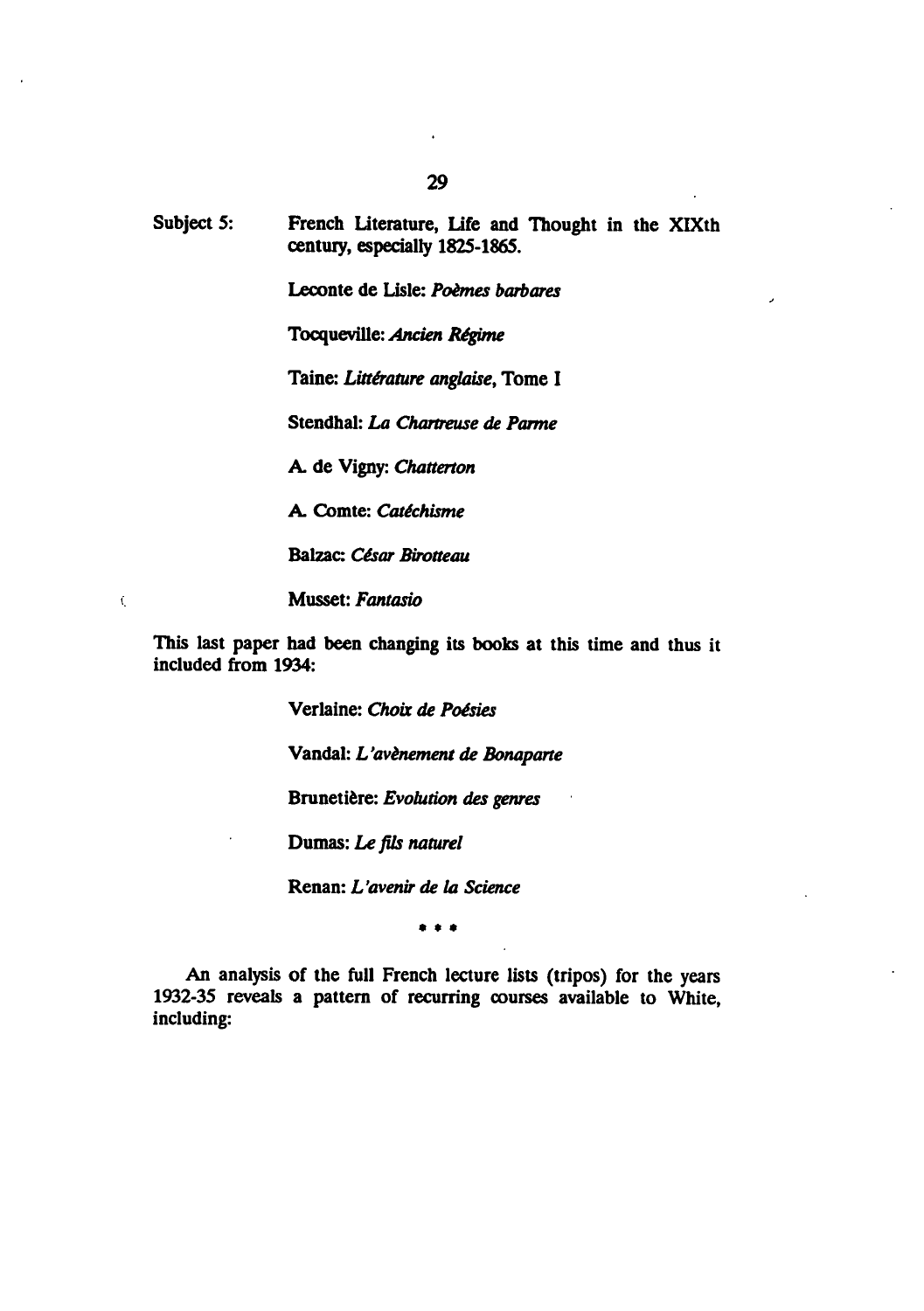Subject 5: French Literature, Life and Thought in the XIXth century, especially 1825-1865.

Leconte de Lisle: *Poèmes barbares*

Tocqueville: *Ancien Régime*

Taine: *Littérature anglaise*, Tome I

Stendhal: *La Chartreuse de Parme*

A. de Vigny: *Chatterton*

A. Comte: *Catéchisme*

Balzac: *César Birotteau*

Musset: *Fantasio*

This last paper had been changing its books at this time and thus it included from 1934:

Verlaine: *Choix de Poésies*

Vandal: *L'avènement de Bonaparte*

Brunetière: *Evolution des genres*

Dumas: *Le fils naturel*

Renan: *L'avenir de la Science*

\* \* \*

An analysis of the full French lecture lists (tripos) for the years 1932-35 reveals a pattern of recurring courses available to White, including: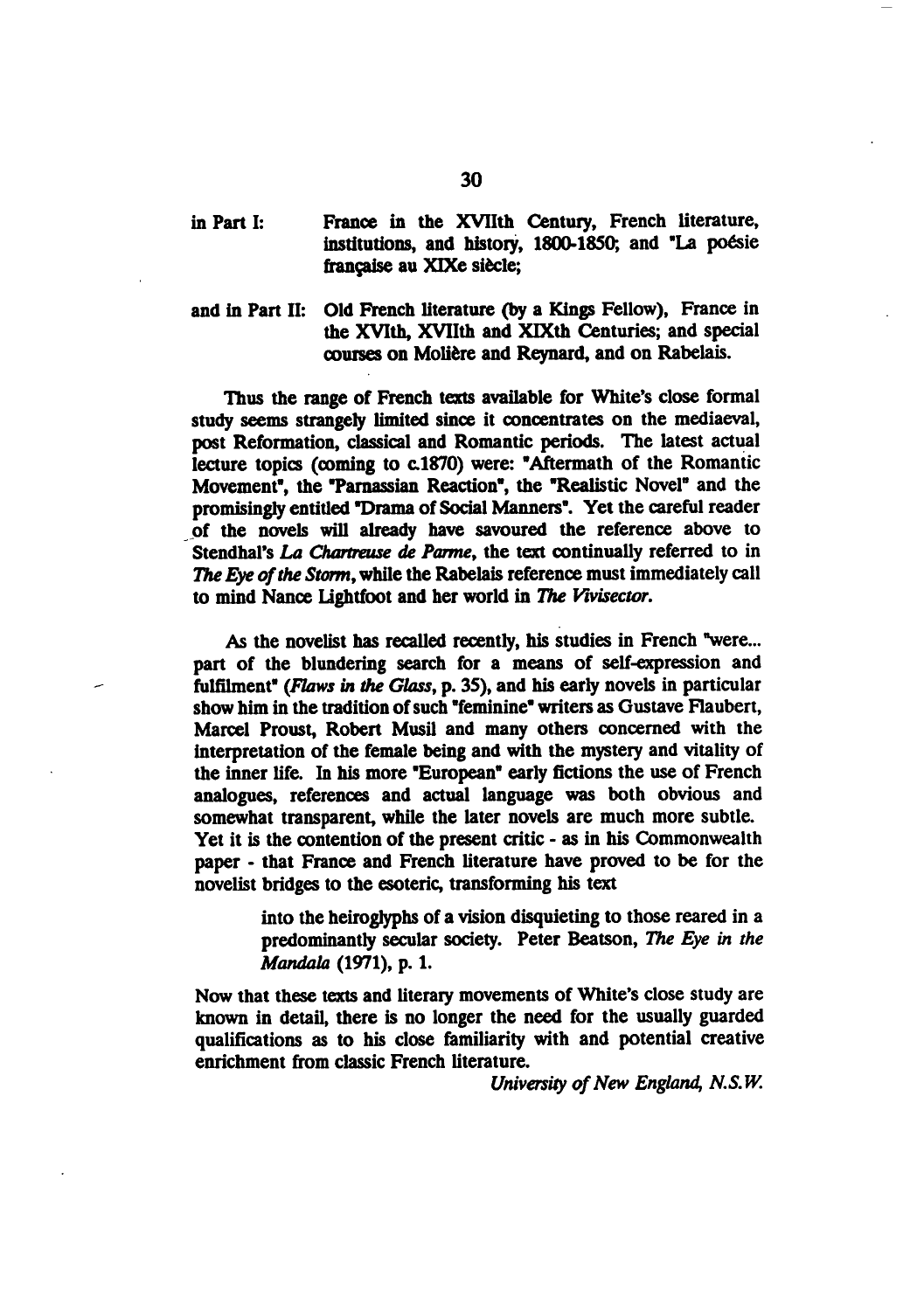in Part I: France in the XVIIth Century, French literature, institutions, and history, 1800-1850; and "La poésie française au XIXe siècle;

and in Part II: Old French literature (by a Kings Fellow), France in the XVIth, XVIIth and XIXth Centuries; and special courses on Molière and Reynard, and on Rabelais.

Thus the range of French texts available for White's close formal study seems strangely limited since it concentrates on the mediaeval, post Reformation, classical and Romantic periods. The latest actual lecture topics (coming to c.1870) were: "Aftermath of the Romantic Movement", the "Parnassian Reaction", the "Realistic Novel" and the promisingly entitled "Drama of Social Manners". Yet the careful reader of the novels will already have savoured the reference above to Stendhal's *La Chartreuse de Parme*, the text continually referred to in *The Eye of the Storm*, while the Rabelais reference must immediately call to mind Nance Lightfoot and her world in *The Vivisector*.

As the novelist has recalled recently, his studies in French "were... part of the blundering search for a means of self-expression and fulfilment" (*Flaws in the Glass*, p. 35), and his early novels in particular show him in the tradition of such "feminine" writers as Gustave Flaubert, Marcel Proust, Robert Musil and many others concerned with the interpretation of the female being and with the mystery and vitality of the inner life. In his more "European" early fictions the use of French analogues, references and actual language was both obvious and somewhat transparent, while the later novels are much more subtle. Yet it is the contention of the present critic - as in his Commonwealth paper - that France and French literature have proved to be for the novelist bridges to the esoteric, transforming his text

> into the heiroglyphs of a vision disquieting to those reared in a predominantly secular society. Peter Beatson, *The Eye in the Mandala* (1971), p. 1.

Now that these texts and literary movements of White's close study are known in detail, there is no longer the need for the usually guarded qualifications as to his close familiarity with and potential creative enrichment from classic French literature.

*University of New England, N.S.W.*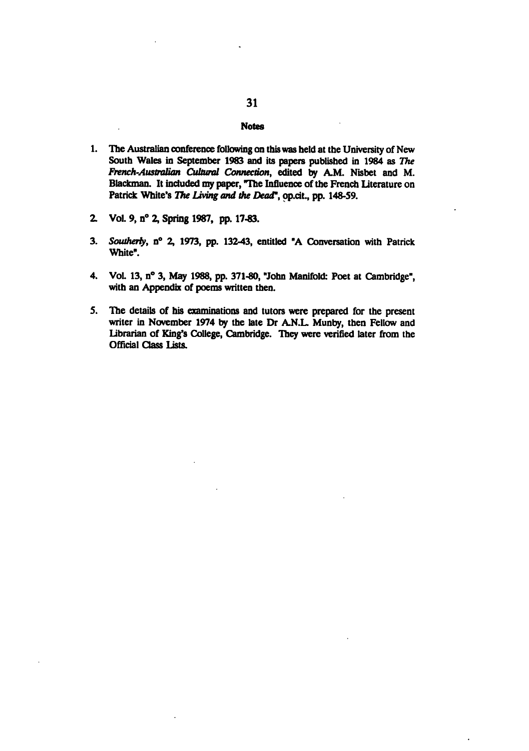## Notes

1. The Australian conference following on this was held at the University of New South Wales in September 1983 and its papers published in 1984 as *The French-Australian Cultural Connection*, edited by A.M. Nisbet and M. Blackman. It included my paper, "The Influence of the French Literature on Patrick White's *The Living and the Dead*", op.cit., pp. 148-59.

2. Vol. 9, n° 2, Spring 1987, pp. 17-83.

3. *Southerly*, n° 2, 1973, pp. 132-43, entitled "A Conversation with Patrick White".

4. Vol. 13, n° 3, May 1988, pp. 371-80, "John Manifold: Poet at Cambridge", with an Appendix of poems written then.

5. The details of his examinations and tutors were prepared for the present writer in November 1974 by the late Dr A.N.L. Munby, then Fellow and Librarian of King's College, Cambridge. They were verified later from the Official Class Lists.